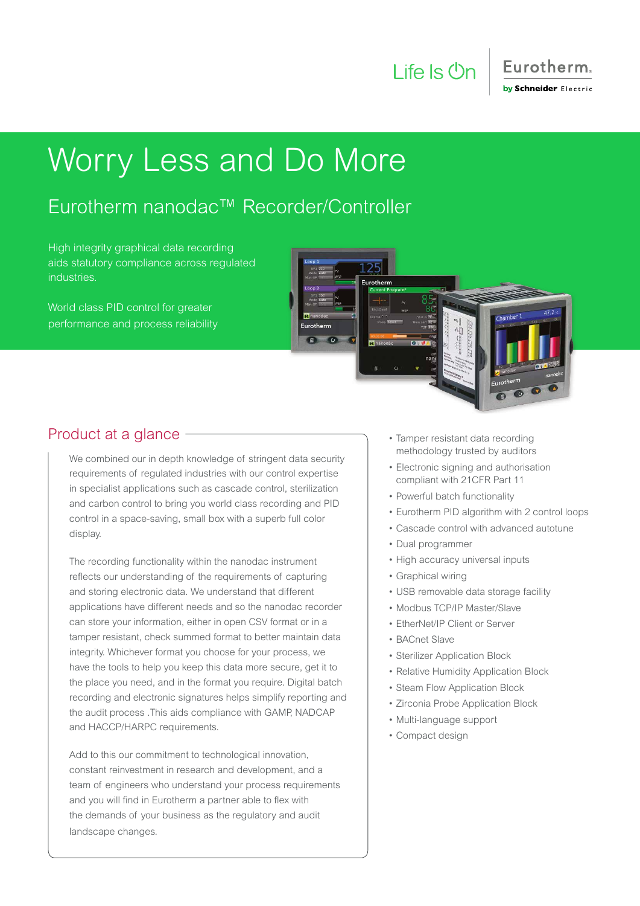Life Is On | Eurotherm by Schneider Electric

# Worry Less and Do More

## Eurotherm nanodac™ Recorder/Controller

High integrity graphical data recording aids statutory compliance across regulated industries.

World class PID control for greater performance and process reliability

## Product at a glance

We combined our in depth knowledge of stringent data security requirements of regulated industries with our control expertise in specialist applications such as cascade control, sterilization and carbon control to bring you world class recording and PID control in a space-saving, small box with a superb full color display.

The recording functionality within the nanodac instrument reflects our understanding of the requirements of capturing and storing electronic data. We understand that different applications have different needs and so the nanodac recorder can store your information, either in open CSV format or in a tamper resistant, check summed format to better maintain data integrity. Whichever format you choose for your process, we have the tools to help you keep this data more secure, get it to the place you need, and in the format you require. Digital batch recording and electronic signatures helps simplify reporting and the audit process .This aids compliance with GAMP, NADCAP and HACCP/HARPC requirements.

Add to this our commitment to technological innovation, constant reinvestment in research and development, and a team of engineers who understand your process requirements and you will find in Eurotherm a partner able to flex with the demands of your business as the regulatory and audit landscape changes.

- Tamper resistant data recording methodology trusted by auditors
- Electronic signing and authorisation compliant with 21CFR Part 11
- Powerful batch functionality
- Eurotherm PID algorithm with 2 control loops
- Cascade control with advanced autotune
- Dual programmer
- High accuracy universal inputs
- Graphical wiring
- USB removable data storage facility
- Modbus TCP/IP Master/Slave
- EtherNet/IP Client or Server
- BACnet Slave
- Sterilizer Application Block
- Relative Humidity Application Block
- Steam Flow Application Block
- Zirconia Probe Application Block
- Multi-language support
- Compact design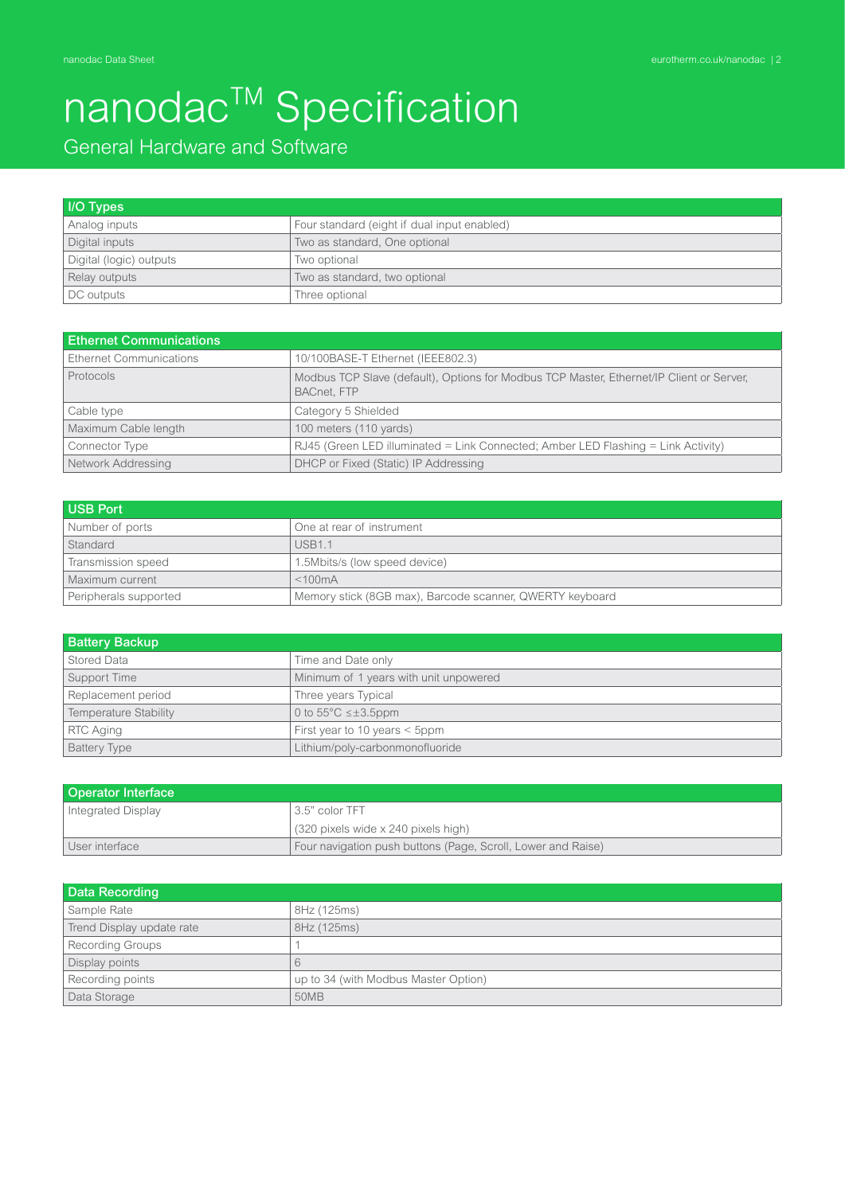# nanodac$^{TM}$ Specification

## General Hardware and Software

| I/O Types | |
|---|---|
| Analog inputs | Four standard (eight if dual input enabled) |
| Digital inputs | Two as standard, One optional |
| Digital (logic) outputs | Two optional |
| Relay outputs | Two as standard, two optional |
| DC outputs | Three optional |

| Ethernet Communications | |
|---|---|
| Ethernet Communications | 10/100BASE-T Ethernet (IEEE802.3) |
| Protocols | Modbus TCP Slave (default), Options for Modbus TCP Master, Ethernet/IP Client or Server, BACnet, FTP |
| Cable type | Category 5 Shielded |
| Maximum Cable length | 100 meters (110 yards) |
| Connector Type | RJ45 (Green LED illuminated = Link Connected; Amber LED Flashing = Link Activity) |
| Network Addressing | DHCP or Fixed (Static) IP Addressing |

| USB Port | |
|---|---|
| Number of ports | One at rear of instrument |
| Standard | USB1.1 |
| Transmission speed | 1.5Mbits/s (low speed device) |
| Maximum current | <100mA |
| Peripherals supported | Memory stick (8GB max), Barcode scanner, QWERTY keyboard |

| Battery Backup | |
|---|---|
| Stored Data | Time and Date only |
| Support Time | Minimum of 1 years with unit unpowered |
| Replacement period | Three years Typical |
| Temperature Stability | 0 to 55°C ≤±3.5ppm |
| RTC Aging | First year to 10 years < 5ppm |
| Battery Type | Lithium/poly-carbonmonofluoride |

| Operator Interface | |
|---|---|
| Integrated Display | 3.5" color TFT (320 pixels wide x 240 pixels high) |
| User interface | Four navigation push buttons (Page, Scroll, Lower and Raise) |

| Data Recording | |
|---|---|
| Sample Rate | 8Hz (125ms) |
| Trend Display update rate | 8Hz (125ms) |
| Recording Groups | 1 |
| Display points | 6 |
| Recording points | up to 34 (with Modbus Master Option) |
| Data Storage | 50MB |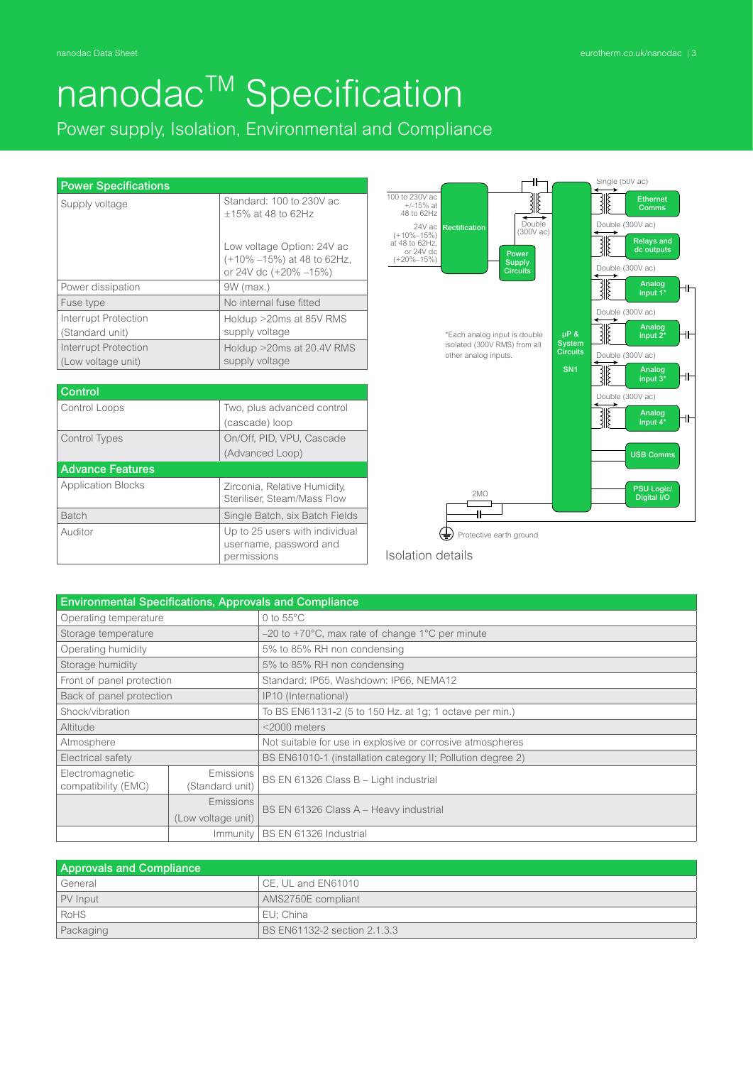# nanodac™ Specification

Power supply, Isolation, Environmental and Compliance

| Power Specifications | |
|---|---|
| Supply voltage | Standard: 100 to 230V ac ±15% at 48 to 62Hz<br><br>Low voltage Option: 24V ac (+10% –15%) at 48 to 62Hz, or 24V dc (+20% –15%) |
| Power dissipation | 9W (max.) |
| Fuse type | No internal fuse fitted |
| Interrupt Protection (Standard unit) | Holdup >20ms at 85V RMS supply voltage |
| Interrupt Protection (Low voltage unit) | Holdup >20ms at 20.4V RMS supply voltage |

| Control | |
|---|---|
| Control Loops | Two, plus advanced control (cascade) loop |
| Control Types | On/Off, PID, VPU, Cascade (Advanced Loop) |
| **Advance Features** | |
| Application Blocks | Zirconia, Relative Humidity, Steriliser, Steam/Mass Flow |
| Batch | Single Batch, six Batch Fields |
| Auditor | Up to 25 users with individual username, password and permissions |

100 to 230V ac +/-15% at 48 to 62Hz

24V ac (+10%–15%) at 48 to 62Hz, or 24V dc (+20%–15%)

Rectification

Double (300V ac)

Power Supply Circuits

μP & System Circuits

SN1

Single (50V ac) — Ethernet Comms

Double (300V ac) — Relays and dc outputs

Double (300V ac) — Analog input 1*

Double (300V ac) — Analog input 2*

Double (300V ac) — Analog input 3*

Double (300V ac) — Analog input 4*

USB Comms

PSU Logic/ Digital I/O

2MΩ

Protective earth ground

*Each analog input is double isolated (300V RMS) from all other analog inputs.

Isolation details

| Environmental Specifications, Approvals and Compliance | | |
|---|---|---|
| Operating temperature | | 0 to 55°C |
| Storage temperature | | –20 to +70°C, max rate of change 1°C per minute |
| Operating humidity | | 5% to 85% RH non condensing |
| Storage humidity | | 5% to 85% RH non condensing |
| Front of panel protection | | Standard: IP65, Washdown: IP66, NEMA12 |
| Back of panel protection | | IP10 (International) |
| Shock/vibration | | To BS EN61131-2 (5 to 150 Hz. at 1g; 1 octave per min.) |
| Altitude | | <2000 meters |
| Atmosphere | | Not suitable for use in explosive or corrosive atmospheres |
| Electrical safety | | BS EN61010-1 (installation category II; Pollution degree 2) |
| Electromagnetic compatibility (EMC) | Emissions (Standard unit) | BS EN 61326 Class B – Light industrial |
| | Emissions (Low voltage unit) | BS EN 61326 Class A – Heavy industrial |
| | Immunity | BS EN 61326 Industrial |

| Approvals and Compliance | |
|---|---|
| General | CE, UL and EN61010 |
| PV Input | AMS2750E compliant |
| RoHS | EU; China |
| Packaging | BS EN61132-2 section 2.1.3.3 |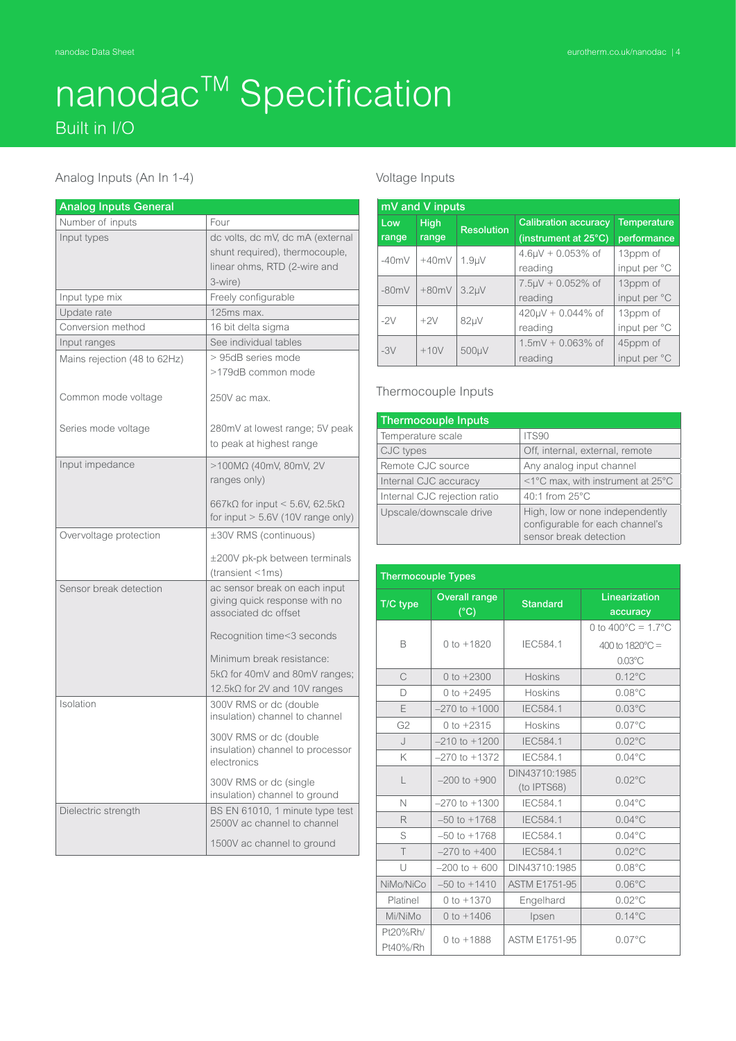# nanodac™ Specification

## Built in I/O

### Analog Inputs (An In 1-4)

| Analog Inputs General | |
|---|---|
| Number of inputs | Four |
| Input types | dc volts, dc mV, dc mA (external shunt required), thermocouple, linear ohms, RTD (2-wire and 3-wire) |
| Input type mix | Freely configurable |
| Update rate | 125ms max. |
| Conversion method | 16 bit delta sigma |
| Input ranges | See individual tables |
| Mains rejection (48 to 62Hz) | > 95dB series mode<br>>179dB common mode |
| Common mode voltage | 250V ac max. |
| Series mode voltage | 280mV at lowest range; 5V peak to peak at highest range |
| Input impedance | >100MΩ (40mV, 80mV, 2V ranges only)<br>667kΩ for input < 5.6V, 62.5kΩ for input > 5.6V (10V range only) |
| Overvoltage protection | ±30V RMS (continuous)<br>±200V pk-pk between terminals (transient <1ms) |
| Sensor break detection | ac sensor break on each input giving quick response with no associated dc offset<br>Recognition time<3 seconds<br>Minimum break resistance:<br>5kΩ for 40mV and 80mV ranges;<br>12.5kΩ for 2V and 10V ranges |
| Isolation | 300V RMS or dc (double insulation) channel to channel<br>300V RMS or dc (double insulation) channel to processor electronics<br>300V RMS or dc (single insulation) channel to ground |
| Dielectric strength | BS EN 61010, 1 minute type test 2500V ac channel to channel<br>1500V ac channel to ground |

### Voltage Inputs

| mV and V inputs | | | | |
|---|---|---|---|---|
| Low range | High range | Resolution | Calibration accuracy (instrument at 25°C) | Temperature performance |
| -40mV | +40mV | 1.9µV | 4.6µV + 0.053% of reading | 13ppm of input per °C |
| -80mV | +80mV | 3.2µV | 7.5µV + 0.052% of reading | 13ppm of input per °C |
| -2V | +2V | 82µV | 420µV + 0.044% of reading | 13ppm of input per °C |
| -3V | +10V | 500µV | 1.5mV + 0.063% of reading | 45ppm of input per °C |

### Thermocouple Inputs

| Thermocouple Inputs | |
|---|---|
| Temperature scale | ITS90 |
| CJC types | Off, internal, external, remote |
| Remote CJC source | Any analog input channel |
| Internal CJC accuracy | <1°C max, with instrument at 25°C |
| Internal CJC rejection ratio | 40:1 from 25°C |
| Upscale/downscale drive | High, low or none independently configurable for each channel's sensor break detection |

| Thermocouple Types | | | |
|---|---|---|---|
| T/C type | Overall range (°C) | Standard | Linearization accuracy |
| B | 0 to +1820 | IEC584.1 | 0 to 400°C = 1.7°C<br>400 to 1820°C = 0.03°C |
| C | 0 to +2300 | Hoskins | 0.12°C |
| D | 0 to +2495 | Hoskins | 0.08°C |
| E | –270 to +1000 | IEC584.1 | 0.03°C |
| G2 | 0 to +2315 | Hoskins | 0.07°C |
| J | –210 to +1200 | IEC584.1 | 0.02°C |
| K | –270 to +1372 | IEC584.1 | 0.04°C |
| L | –200 to +900 | DIN43710:1985 (to IPTS68) | 0.02°C |
| N | –270 to +1300 | IEC584.1 | 0.04°C |
| R | –50 to +1768 | IEC584.1 | 0.04°C |
| S | –50 to +1768 | IEC584.1 | 0.04°C |
| T | –270 to +400 | IEC584.1 | 0.02°C |
| U | –200 to + 600 | DIN43710:1985 | 0.08°C |
| NiMo/NiCo | –50 to +1410 | ASTM E1751-95 | 0.06°C |
| Platinel | 0 to +1370 | Engelhard | 0.02°C |
| Mi/NiMo | 0 to +1406 | Ipsen | 0.14°C |
| Pt20%Rh/Pt40%/Rh | 0 to +1888 | ASTM E1751-95 | 0.07°C |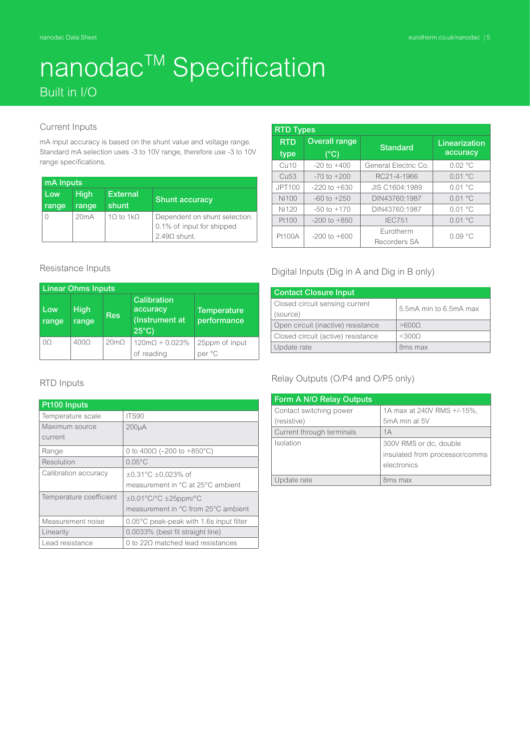# nanodac™ Specification

## Built in I/O

### Current Inputs

mA input accuracy is based on the shunt value and voltage range. Standard mA selection uses -3 to 10V range, therefore use -3 to 10V range specifications.

| mA Inputs | | | |
|---|---|---|---|
| Low range | High range | External shunt | Shunt accuracy |
| 0 | 20mA | 1Ω to 1kΩ | Dependent on shunt selection. 0.1% of input for shipped 2.49Ω shunt. |

### Resistance Inputs

| Linear Ohms Inputs | | | | |
|---|---|---|---|---|
| Low range | High range | Res | Calibration accuracy (Instrument at 25°C) | Temperature performance |
| 0Ω | 400Ω | 20mΩ | 120mΩ + 0.023% of reading | 25ppm of input per °C |

### RTD Inputs

| Pt100 Inputs | |
|---|---|
| Temperature scale | ITS90 |
| Maximum source current | 200µA |
| Range | 0 to 400Ω (–200 to +850°C) |
| Resolution | 0.05°C |
| Calibration accuracy | ±0.31°C ±0.023% of measurement in °C at 25°C ambient |
| Temperature coefficient | ±0.01°C/°C ±25ppm/°C measurement in °C from 25°C ambient |
| Measurement noise | 0.05°C peak-peak with 1.6s input filter |
| Linearity | 0.0033% (best fit straight line) |
| Lead resistance | 0 to 22Ω matched lead resistances |

| RTD Types | | | |
|---|---|---|---|
| RTD type | Overall range (°C) | Standard | Linearization accuracy |
| Cu10 | -20 to +400 | General Electric Co. | 0.02 °C |
| Cu53 | -70 to +200 | RC21-4-1966 | 0.01 °C |
| JPT100 | -220 to +630 | JIS C1604:1989 | 0.01 °C |
| Ni100 | -60 to +250 | DIN43760:1987 | 0.01 °C |
| Ni120 | -50 to +170 | DIN43760:1987 | 0.01 °C |
| Pt100 | -200 to +850 | IEC751 | 0.01 °C |
| Pt100A | -200 to +600 | Eurotherm Recorders SA | 0.09 °C |

### Digital Inputs (Dig in A and Dig in B only)

| Contact Closure Input | |
|---|---|
| Closed circuit sensing current (source) | 5.5mA min to 6.5mA max |
| Open circuit (inactive) resistance | >600Ω |
| Closed circuit (active) resistance | <300Ω |
| Update rate | 8ms max |

### Relay Outputs (O/P4 and O/P5 only)

| Form A N/O Relay Outputs | |
|---|---|
| Contact switching power (resistive) | 1A max at 240V RMS +/-15%, 5mA min at 5V |
| Current through terminals | 1A |
| Isolation | 300V RMS or dc, double insulated from processor/comms electronics |
| Update rate | 8ms max |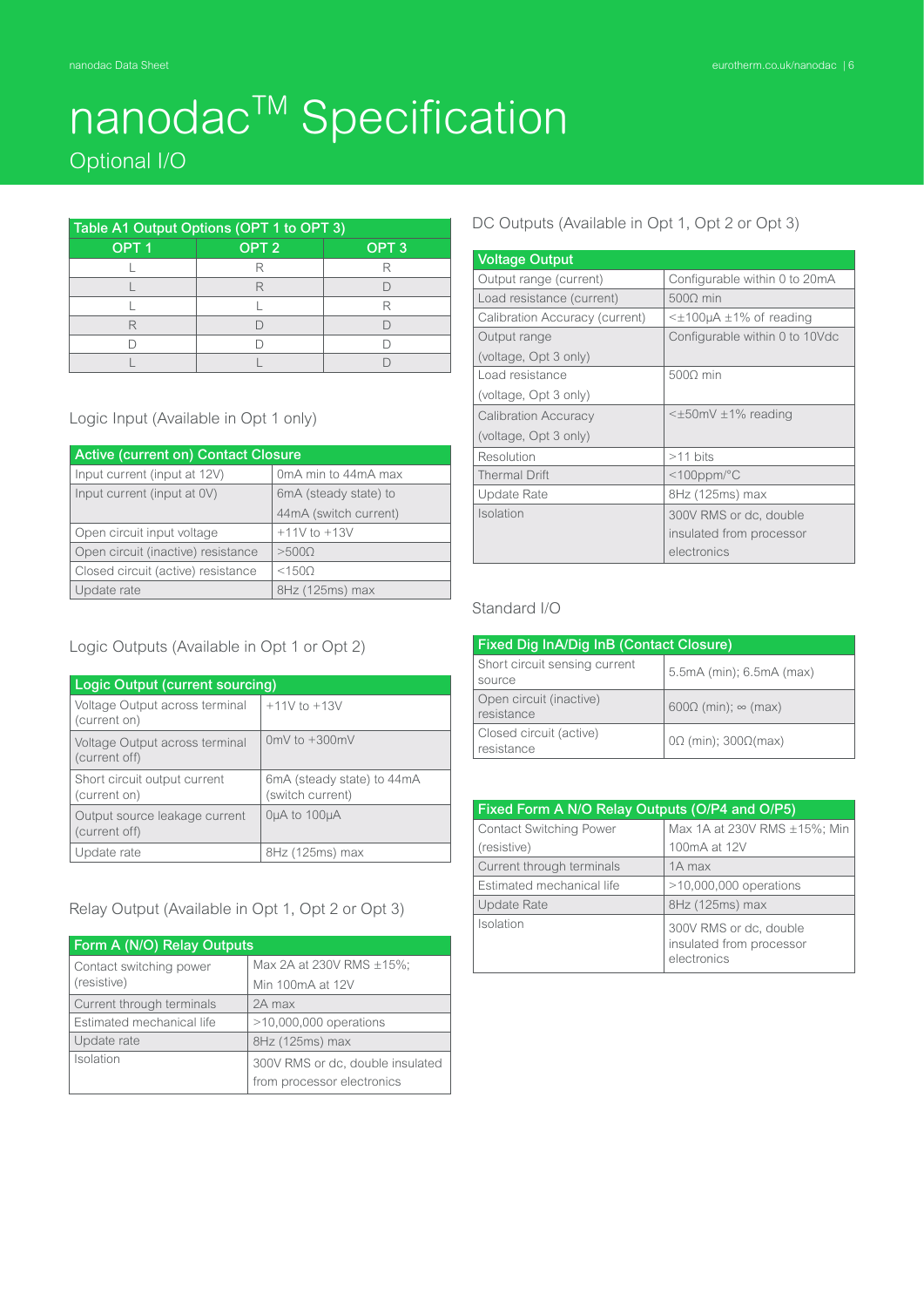# nanodac™ Specification

## Optional I/O

| Table A1 Output Options (OPT 1 to OPT 3) | | |
|---|---|---|
| OPT 1 | OPT 2 | OPT 3 |
| L | R | R |
| L | R | D |
| L | L | R |
| R | D | D |
| D | D | D |
| L | L | D |

### Logic Input (Available in Opt 1 only)

| Active (current on) Contact Closure | |
|---|---|
| Input current (input at 12V) | 0mA min to 44mA max |
| Input current (input at 0V) | 6mA (steady state) to 44mA (switch current) |
| Open circuit input voltage | +11V to +13V |
| Open circuit (inactive) resistance | >500Ω |
| Closed circuit (active) resistance | <150Ω |
| Update rate | 8Hz (125ms) max |

### Logic Outputs (Available in Opt 1 or Opt 2)

| Logic Output (current sourcing) | |
|---|---|
| Voltage Output across terminal (current on) | +11V to +13V |
| Voltage Output across terminal (current off) | 0mV to +300mV |
| Short circuit output current (current on) | 6mA (steady state) to 44mA (switch current) |
| Output source leakage current (current off) | 0µA to 100µA |
| Update rate | 8Hz (125ms) max |

### Relay Output (Available in Opt 1, Opt 2 or Opt 3)

| Form A (N/O) Relay Outputs | |
|---|---|
| Contact switching power (resistive) | Max 2A at 230V RMS ±15%; Min 100mA at 12V |
| Current through terminals | 2A max |
| Estimated mechanical life | >10,000,000 operations |
| Update rate | 8Hz (125ms) max |
| Isolation | 300V RMS or dc, double insulated from processor electronics |

### DC Outputs (Available in Opt 1, Opt 2 or Opt 3)

| Voltage Output | |
|---|---|
| Output range (current) | Configurable within 0 to 20mA |
| Load resistance (current) | 500Ω min |
| Calibration Accuracy (current) | <±100µA ±1% of reading |
| Output range (voltage, Opt 3 only) | Configurable within 0 to 10Vdc |
| Load resistance (voltage, Opt 3 only) | 500Ω min |
| Calibration Accuracy (voltage, Opt 3 only) | <±50mV ±1% reading |
| Resolution | >11 bits |
| Thermal Drift | <100ppm/°C |
| Update Rate | 8Hz (125ms) max |
| Isolation | 300V RMS or dc, double insulated from processor electronics |

### Standard I/O

| Fixed Dig InA/Dig InB (Contact Closure) | |
|---|---|
| Short circuit sensing current source | 5.5mA (min); 6.5mA (max) |
| Open circuit (inactive) resistance | 600Ω (min); ∞ (max) |
| Closed circuit (active) resistance | 0Ω (min); 300Ω(max) |

| Fixed Form A N/O Relay Outputs (O/P4 and O/P5) | |
|---|---|
| Contact Switching Power (resistive) | Max 1A at 230V RMS ±15%; Min 100mA at 12V |
| Current through terminals | 1A max |
| Estimated mechanical life | >10,000,000 operations |
| Update Rate | 8Hz (125ms) max |
| Isolation | 300V RMS or dc, double insulated from processor electronics |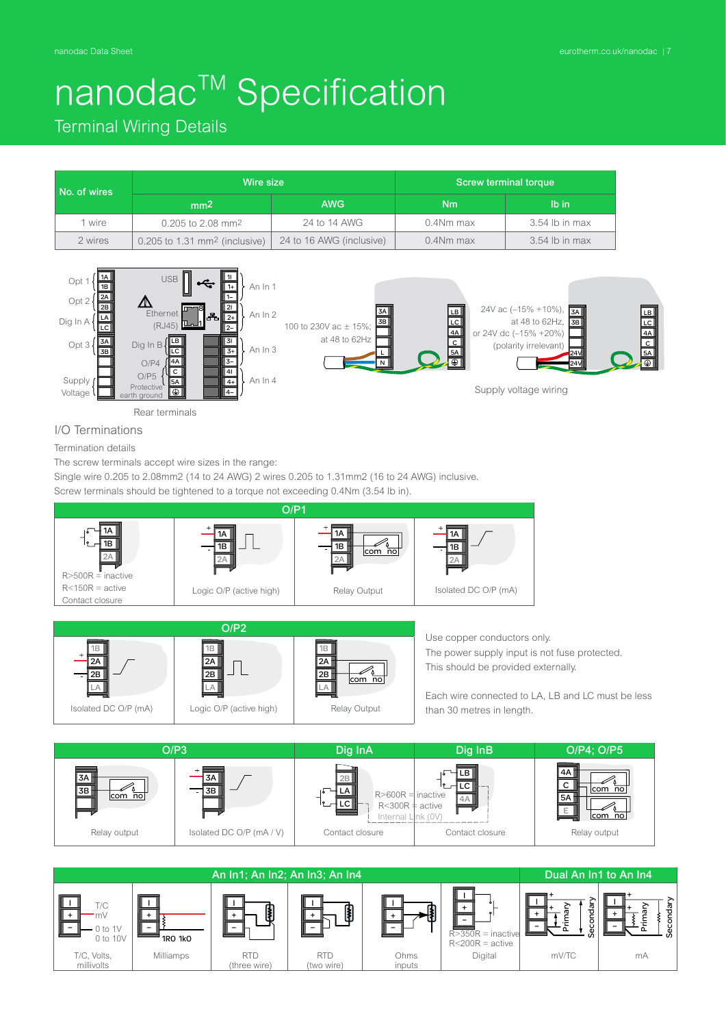# nanodac[TM] Specification

## Terminal Wiring Details

| No. of wires | Wire size | | Screw terminal torque | |
|---|---|---|---|---|
| | mm2 | AWG | Nm | lb in |
| 1 wire | 0.205 to 2.08 mm2 | 24 to 14 AWG | 0.4Nm max | 3.54 lb in max |
| 2 wires | 0.205 to 1.31 mm2 (inclusive) | 24 to 16 AWG (inclusive) | 0.4Nm max | 3.54 lb in max |

Rear terminals

Supply voltage wiring

100 to 230V ac ± 15%; at 48 to 62Hz

24V ac (–15% +10%), at 48 to 62Hz, or 24V dc (–15% +20%) (polarity irrelevant)

## I/O Terminations

Termination details

The screw terminals accept wire sizes in the range:

Single wire 0.205 to 2.08mm2 (14 to 24 AWG) 2 wires 0.205 to 1.31mm2 (16 to 24 AWG) inclusive.

Screw terminals should be tightened to a torque not exceeding 0.4Nm (3.54 lb in).

**O/P1**

| Contact closure | Logic O/P (active high) | Relay Output | Isolated DC O/P (mA) |
|---|---|---|---|
| R>500R = inactive<br>R<150R = active | | | |

**O/P2**

| Isolated DC O/P (mA) | Logic O/P (active high) | Relay Output |
|---|---|---|

Use copper conductors only.

The power supply input is not fuse protected. This should be provided externally.

Each wire connected to LA, LB and LC must be less than 30 metres in length.

| O/P3 | | Dig InA | Dig InB | O/P4; O/P5 |
|---|---|---|---|---|
| Relay output | Isolated DC O/P (mA / V) | Contact closure | Contact closure | Relay output |

Dig In: R>600R = inactive, R<300R = active, Internal Link (0V)

| An In1; An In2; An In3; An In4 | | | | | | Dual An In1 to An In4 | |
|---|---|---|---|---|---|---|---|
| T/C, Volts, millivolts (T/C, mV, 0 to 1V, 0 to 10V) | Milliamps (1R0, 1k0) | RTD (three wire) | RTD (two wire) | Ohms inputs | Digital (R>350R = inactive, R<200R = active) | mV/TC (Primary, Secondary) | mA (Primary, Secondary) |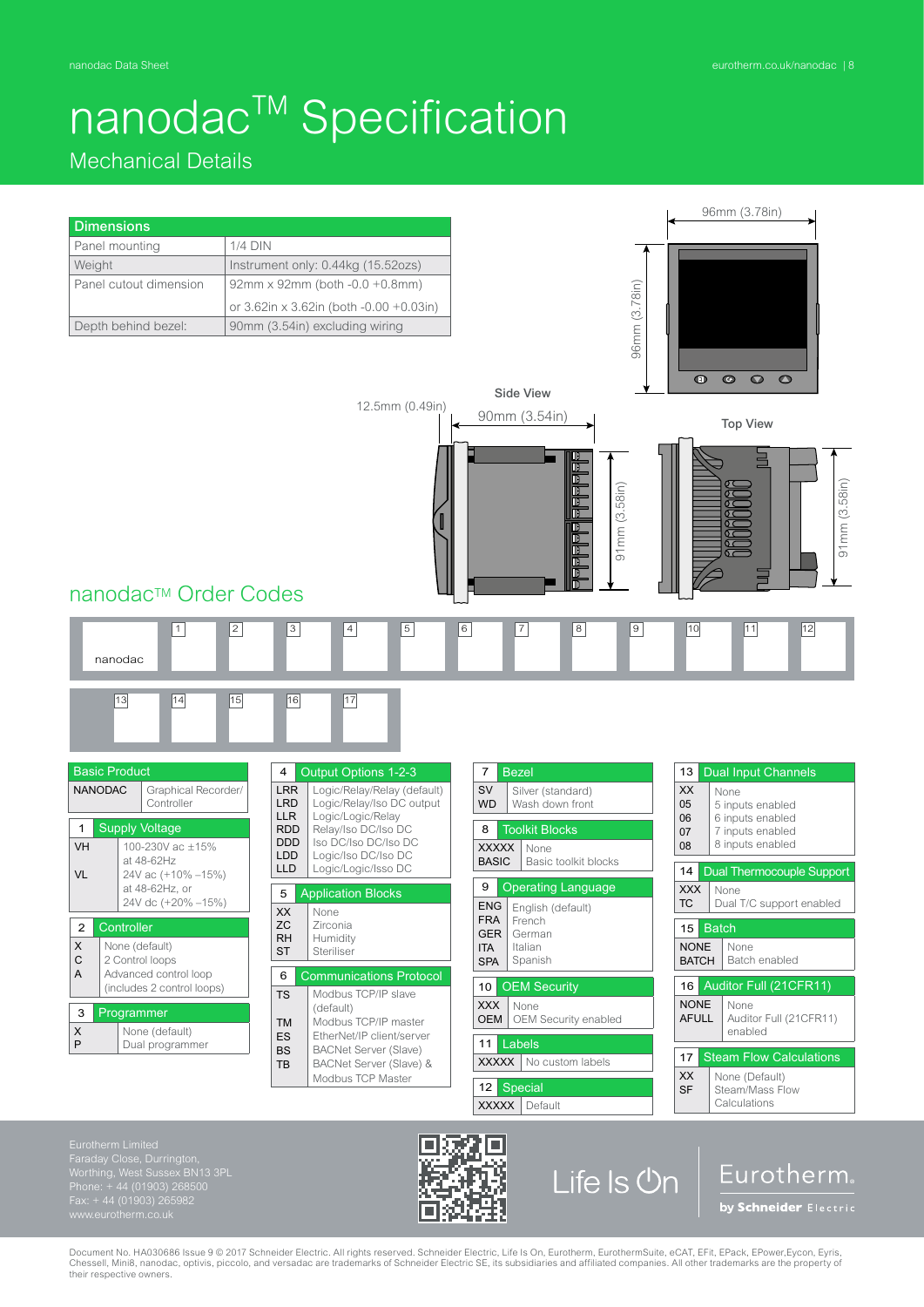# nanodac™ Specification

## Mechanical Details

| Dimensions | |
|---|---|
| Panel mounting | 1/4 DIN |
| Weight | Instrument only: 0.44kg (15.52ozs) |
| Panel cutout dimension | 92mm x 92mm (both -0.0 +0.8mm) |
| | or 3.62in x 3.62in (both -0.00 +0.03in) |
| Depth behind bezel: | 90mm (3.54in) excluding wiring |

96mm (3.78in)

96mm (3.78in)

Side View

12.5mm (0.49in)

90mm (3.54in)

91mm (3.58in)

Top View

91mm (3.58in)

## nanodac™ Order Codes

nanodac

1 2 3 4 5 6 7 8 9 10 11 12

13 14 15 16 17

| Basic Product | |
|---|---|
| NANODAC | Graphical Recorder/ Controller |

| 1 | Supply Voltage |
|---|---|
| VH | 100-230V ac ±15% at 48-62Hz |
| VL | 24V ac (+10% –15%) at 48-62Hz, or 24V dc (+20% –15%) |

| 2 | Controller |
|---|---|
| X | None (default) |
| C | 2 Control loops |
| A | Advanced control loop (includes 2 control loops) |

| 3 | Programmer |
|---|---|
| X | None (default) |
| P | Dual programmer |

| 4 | Output Options 1-2-3 |
|---|---|
| LRR | Logic/Relay/Relay (default) |
| LRD | Logic/Relay/Iso DC output |
| LLR | Logic/Logic/Relay |
| RDD | Relay/Iso DC/Iso DC |
| DDD | Iso DC/Iso DC/Iso DC |
| LDD | Logic/Iso DC/Iso DC |
| LLD | Logic/Logic/Isso DC |

| 5 | Application Blocks |
|---|---|
| XX | None |
| ZC | Zirconia |
| RH | Humidity |
| ST | Steriliser |

| 6 | Communications Protocol |
|---|---|
| TS | Modbus TCP/IP slave (default) |
| TM | Modbus TCP/IP master |
| ES | EtherNet/IP client/server |
| BS | BACNet Server (Slave) |
| TB | BACNet Server (Slave) & Modbus TCP Master |

| 7 | Bezel |
|---|---|
| SV | Silver (standard) |
| WD | Wash down front |

| 8 | Toolkit Blocks |
|---|---|
| XXXXX | None |
| BASIC | Basic toolkit blocks |

| 9 | Operating Language |
|---|---|
| ENG | English (default) |
| FRA | French |
| GER | German |
| ITA | Italian |
| SPA | Spanish |

| 10 | OEM Security |
|---|---|
| XXX | None |
| OEM | OEM Security enabled |

| 11 | Labels |
|---|---|
| XXXXX | No custom labels |

| 12 | Special |
|---|---|
| XXXXX | Default |

| 13 | Dual Input Channels |
|---|---|
| XX | None |
| 05 | 5 inputs enabled |
| 06 | 6 inputs enabled |
| 07 | 7 inputs enabled |
| 08 | 8 inputs enabled |

| 14 | Dual Thermocouple Support |
|---|---|
| XXX | None |
| TC | Dual T/C support enabled |

| 15 | Batch |
|---|---|
| NONE | None |
| BATCH | Batch enabled |

| 16 | Auditor Full (21CFR11) |
|---|---|
| NONE | None |
| AFULL | Auditor Full (21CFR11) enabled |

| 17 | Steam Flow Calculations |
|---|---|
| XX | None (Default) |
| SF | Steam/Mass Flow Calculations |

Eurotherm Limited
Faraday Close, Durrington,
Worthing, West Sussex BN13 3PL
Phone: + 44 (01903) 268500
Fax: + 44 (01903) 265982
www.eurotherm.co.uk

Life Is On

Eurotherm. by Schneider Electric

Document No. HA030686 Issue 9 © 2017 Schneider Electric. All rights reserved. Schneider Electric, Life Is On, Eurotherm, EurothermSuite, eCAT, EFit, EPack, EPower,Eycon, Eyris, Chessell, Mini8, nanodac, optivis, piccolo, and versadac are trademarks of Schneider Electric SE, its subsidiaries and affiliated companies. All other trademarks are the property of their respective owners.